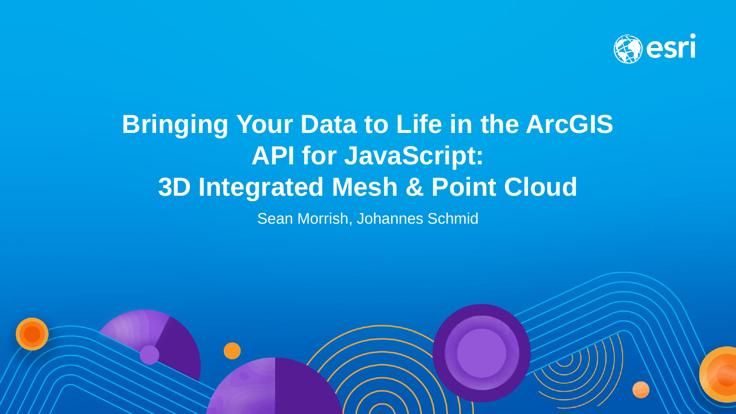# Bringing Your Data to Life in the ArcGIS API for JavaScript: 3D Integrated Mesh & Point Cloud

Sean Morrish, Johannes Schmid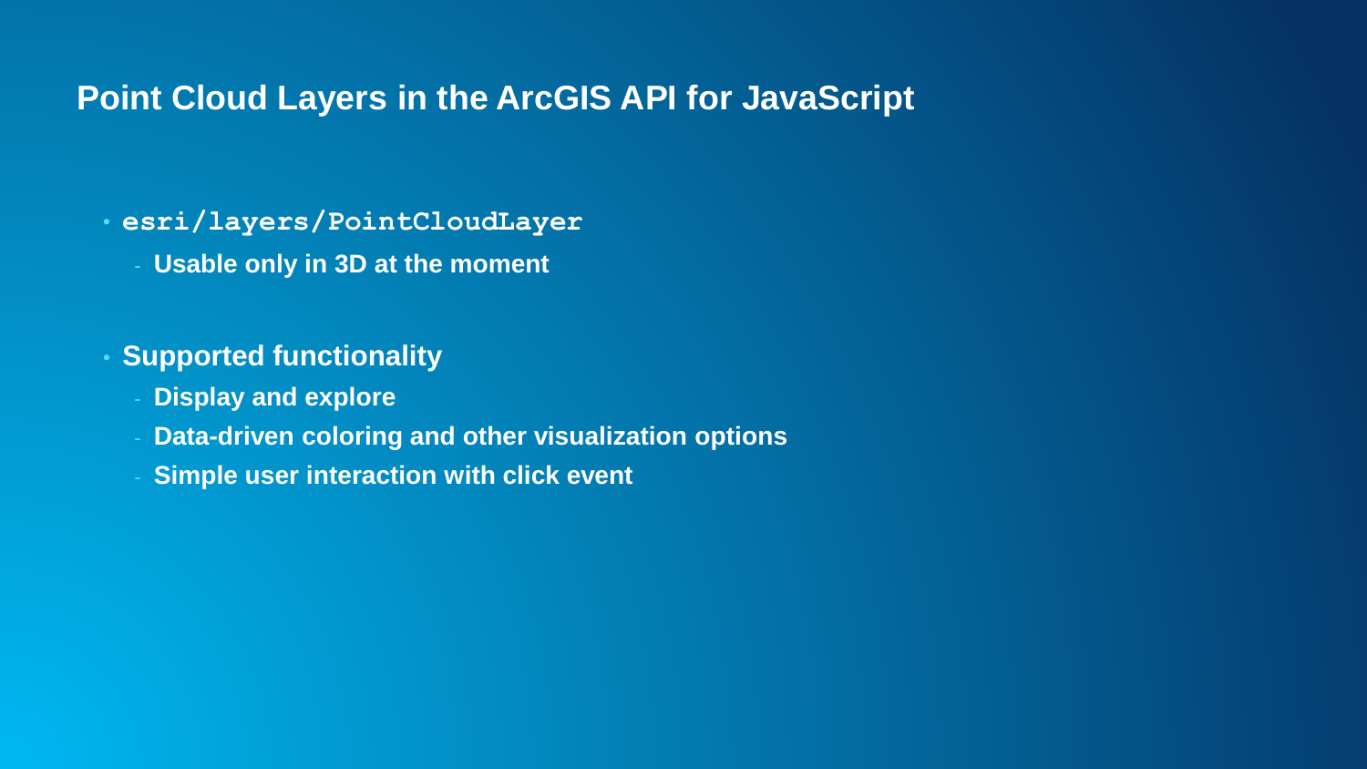# Point Cloud Layers in the ArcGIS API for JavaScript

- `esri/layers/PointCloudLayer`
  - **Usable only in 3D at the moment**

- **Supported functionality**
  - **Display and explore**
  - **Data-driven coloring and other visualization options**
  - **Simple user interaction with click event**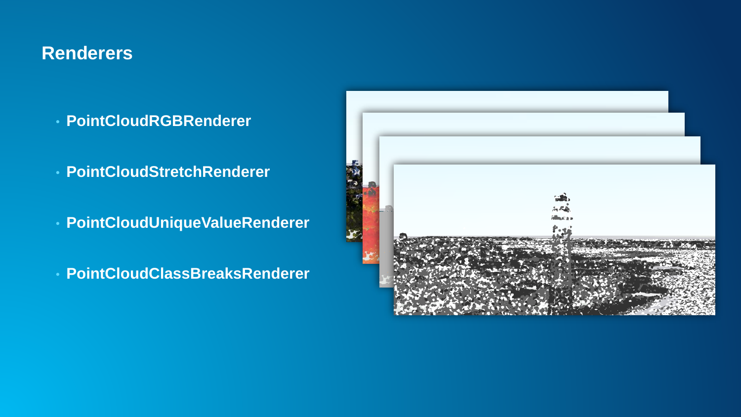# Renderers

- **PointCloudRGBRenderer**
- **PointCloudStretchRenderer**
- **PointCloudUniqueValueRenderer**
- **PointCloudClassBreaksRenderer**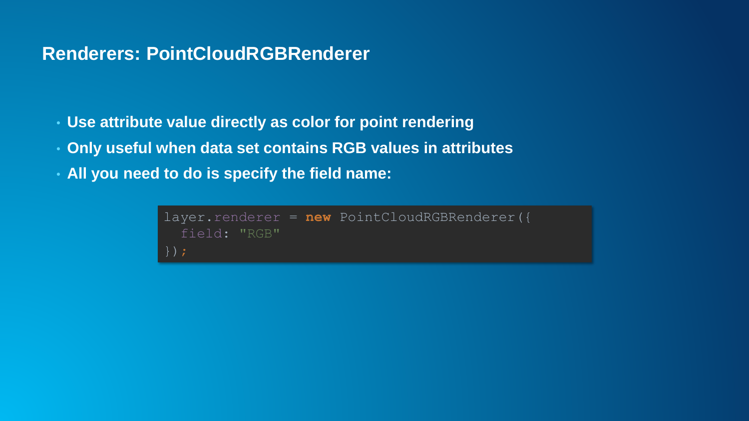# Renderers: PointCloudRGBRenderer

- **Use attribute value directly as color for point rendering**
- **Only useful when data set contains RGB values in attributes**
- **All you need to do is specify the field name:**

```
layer.renderer = new PointCloudRGBRenderer({
  field: "RGB"
});
```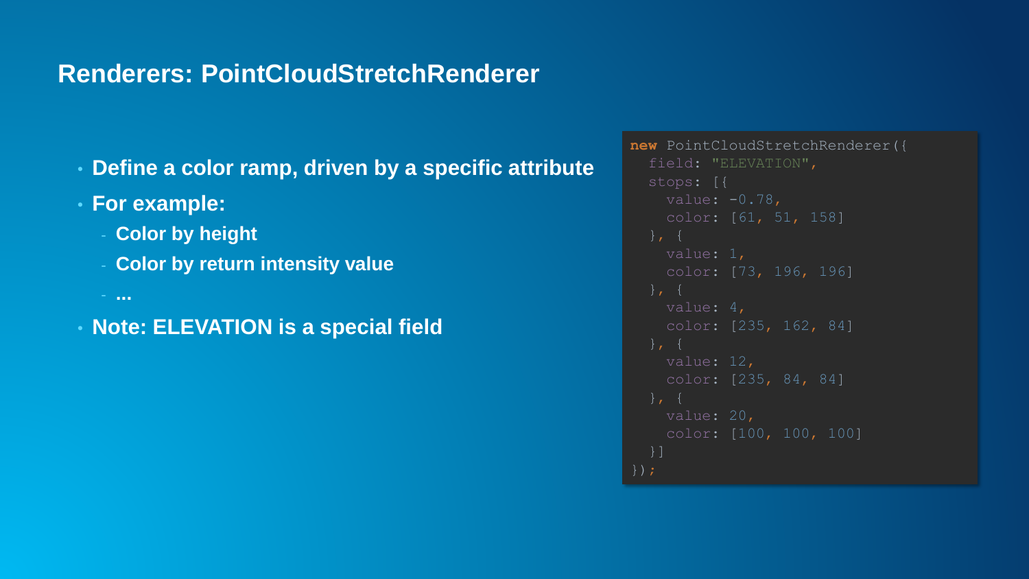## Renderers: PointCloudStretchRenderer

- **Define a color ramp, driven by a specific attribute**
- **For example:**
  - **Color by height**
  - **Color by return intensity value**
  - **...**
- **Note: ELEVATION is a special field**

```
new PointCloudStretchRenderer({
  field: "ELEVATION",
  stops: [{
    value: -0.78,
    color: [61, 51, 158]
  }, {
    value: 1,
    color: [73, 196, 196]
  }, {
    value: 4,
    color: [235, 162, 84]
  }, {
    value: 12,
    color: [235, 84, 84]
  }, {
    value: 20,
    color: [100, 100, 100]
  }]
});
```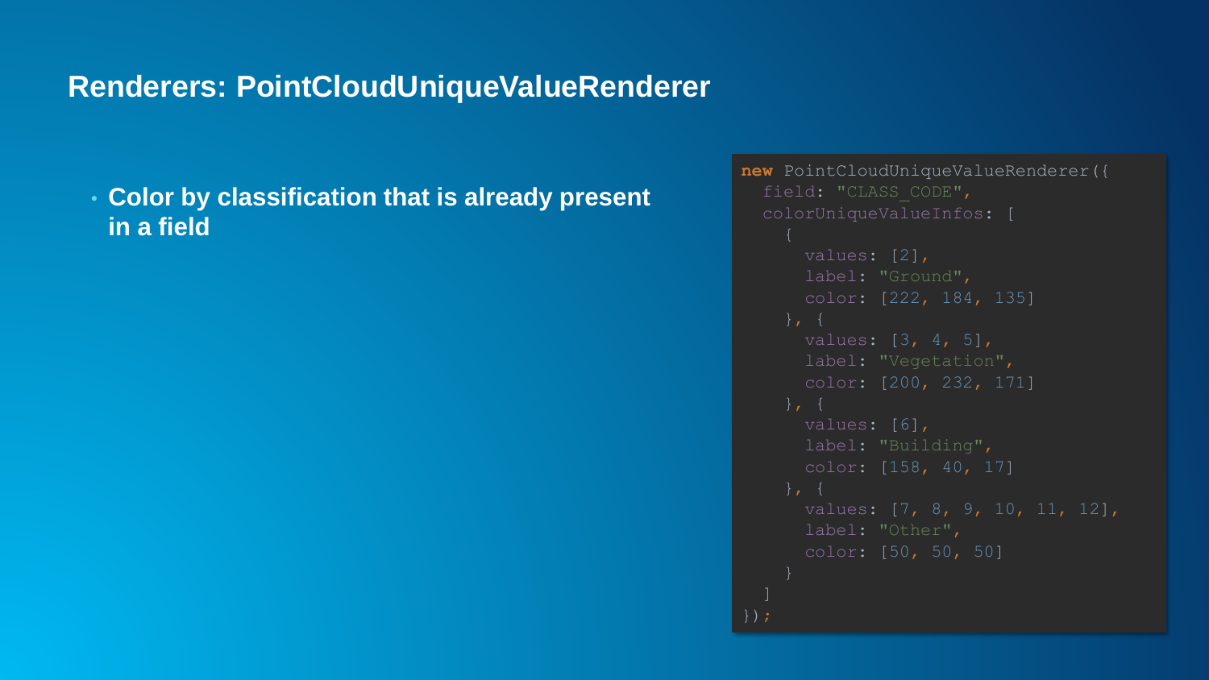## Renderers: PointCloudUniqueValueRenderer

- **Color by classification that is already present in a field**

```
new PointCloudUniqueValueRenderer({
  field: "CLASS_CODE",
  colorUniqueValueInfos: [
    {
      values: [2],
      label: "Ground",
      color: [222, 184, 135]
    }, {
      values: [3, 4, 5],
      label: "Vegetation",
      color: [200, 232, 171]
    }, {
      values: [6],
      label: "Building",
      color: [158, 40, 17]
    }, {
      values: [7, 8, 9, 10, 11, 12],
      label: "Other",
      color: [50, 50, 50]
    }
  ]
});
```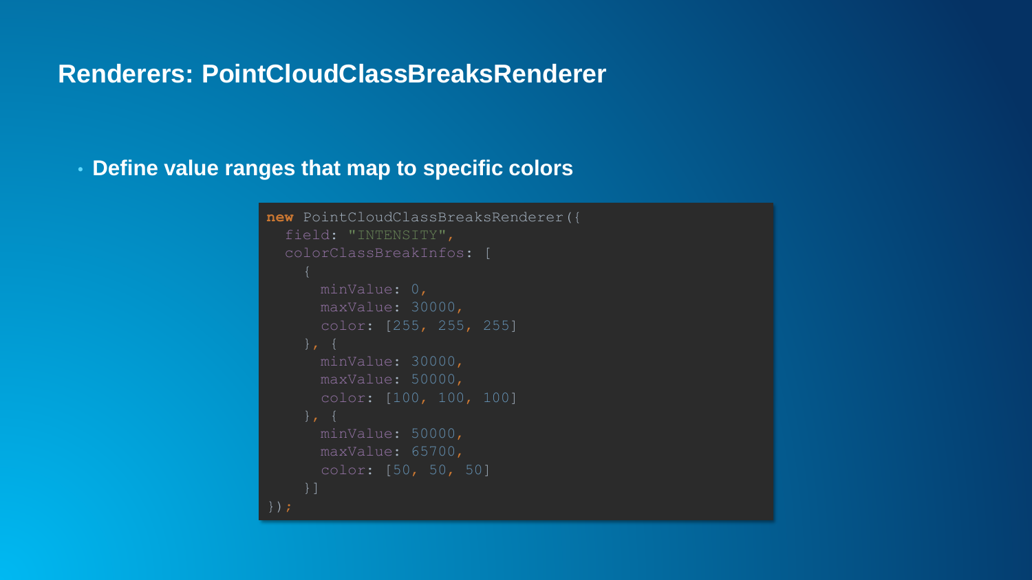## Renderers: PointCloudClassBreaksRenderer

- **Define value ranges that map to specific colors**

```
new PointCloudClassBreaksRenderer({
  field: "INTENSITY",
  colorClassBreakInfos: [
    {
      minValue: 0,
      maxValue: 30000,
      color: [255, 255, 255]
    }, {
      minValue: 30000,
      maxValue: 50000,
      color: [100, 100, 100]
    }, {
      minValue: 50000,
      maxValue: 65700,
      color: [50, 50, 50]
    }]
});
```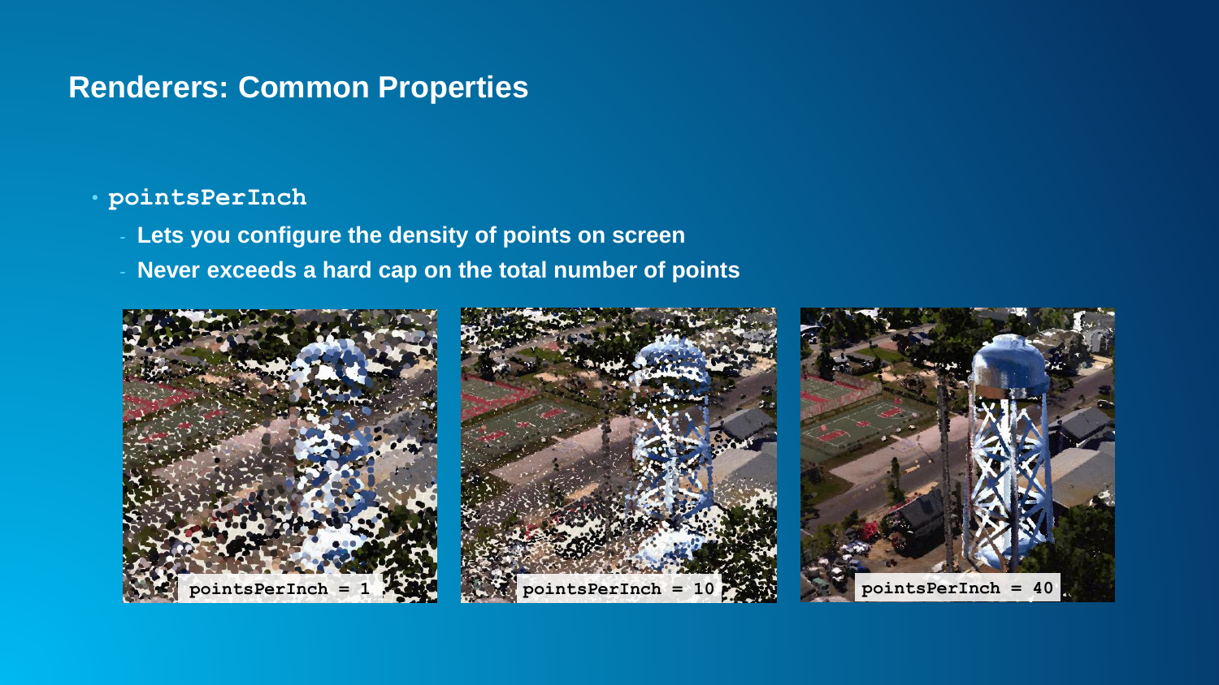## Renderers: Common Properties

- `pointsPerInch`
  - Lets you configure the density of points on screen
  - Never exceeds a hard cap on the total number of points

`pointsPerInch = 1`

`pointsPerInch = 10`

`pointsPerInch = 40`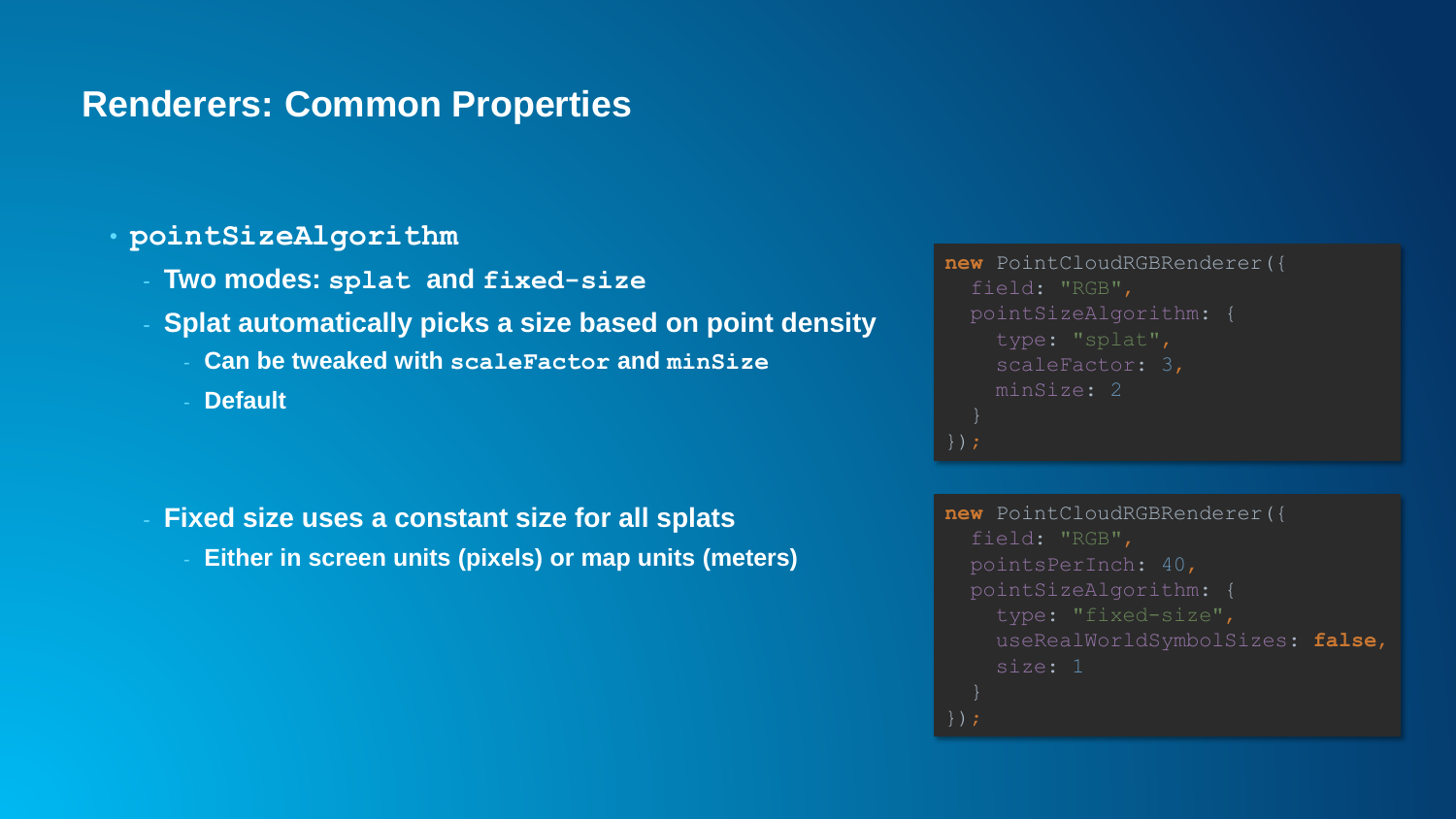## Renderers: Common Properties

- `pointSizeAlgorithm`
  - Two modes: `splat` and `fixed-size`
  - Splat automatically picks a size based on point density
    - Can be tweaked with `scaleFactor` and `minSize`
    - Default

```
new PointCloudRGBRenderer({
  field: "RGB",
  pointSizeAlgorithm: {
    type: "splat",
    scaleFactor: 3,
    minSize: 2
  }
});
```

  - Fixed size uses a constant size for all splats
    - Either in screen units (pixels) or map units (meters)

```
new PointCloudRGBRenderer({
  field: "RGB",
  pointsPerInch: 40,
  pointSizeAlgorithm: {
    type: "fixed-size",
    useRealWorldSymbolSizes: false,
    size: 1
  }
});
```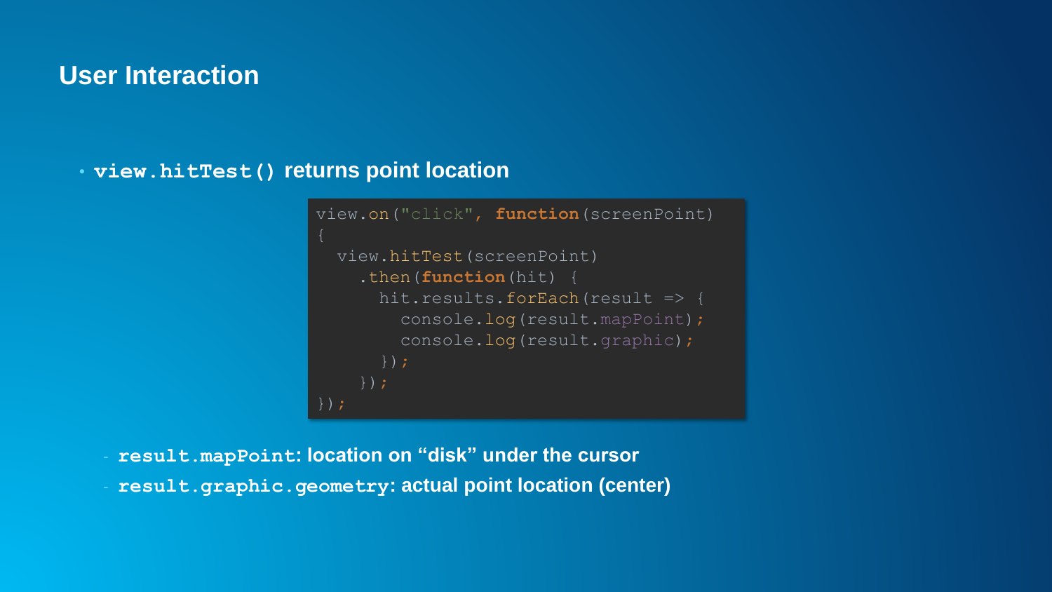# User Interaction

- `view.hitTest()` returns point location

```
view.on("click", function(screenPoint)
{
  view.hitTest(screenPoint)
    .then(function(hit) {
      hit.results.forEach(result => {
        console.log(result.mapPoint);
        console.log(result.graphic);
      });
    });
});
```

  - `result.mapPoint`: location on “disk” under the cursor
  - `result.graphic.geometry`: actual point location (center)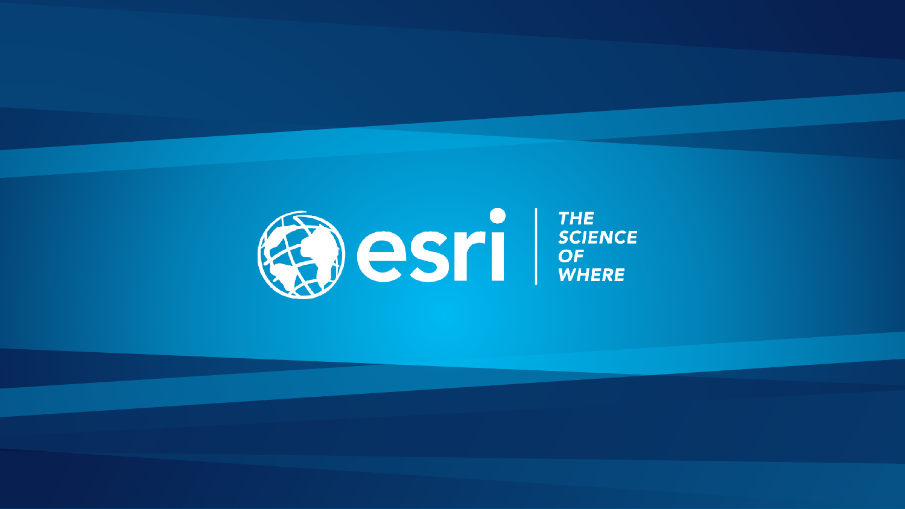esri

THE SCIENCE OF WHERE